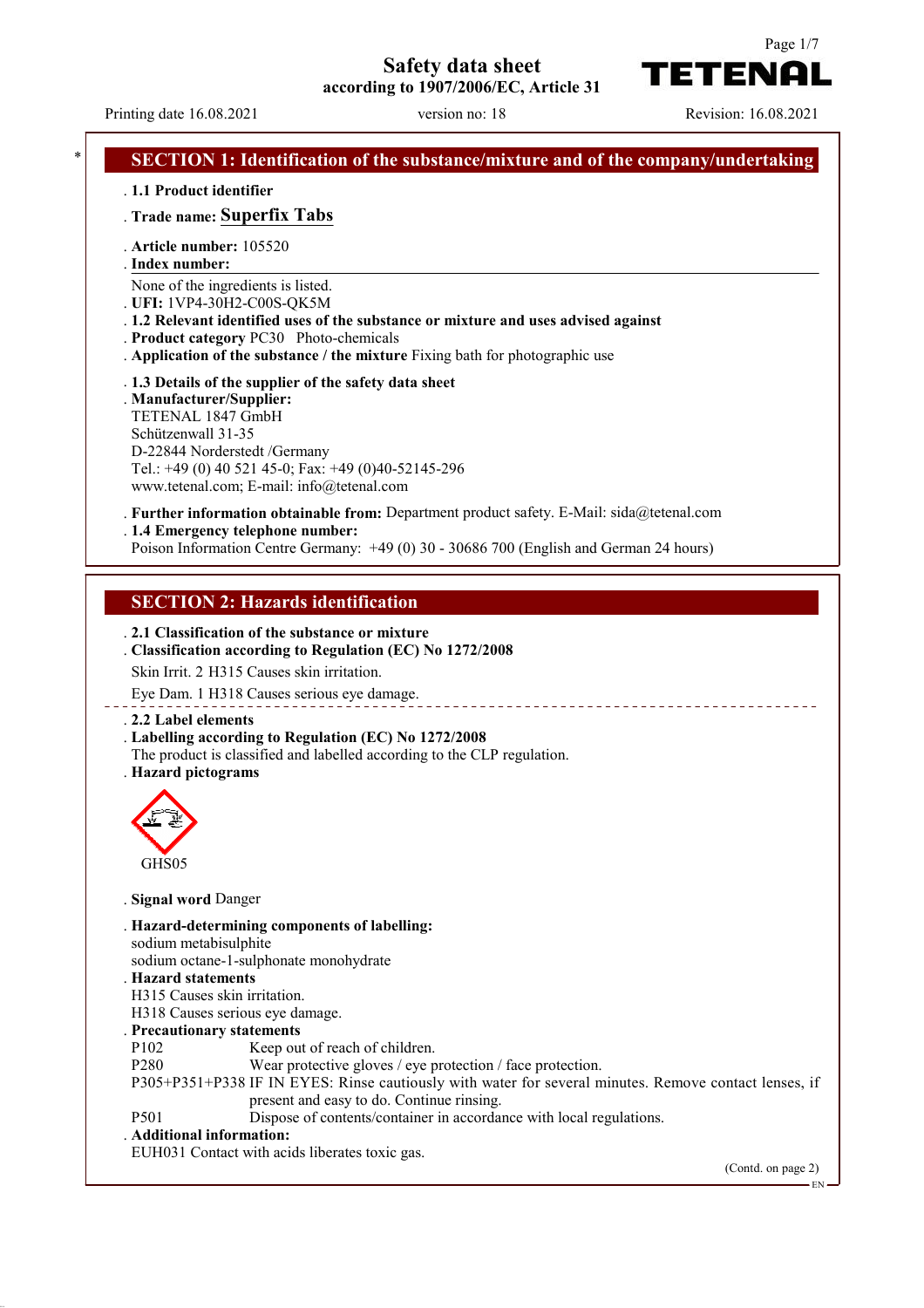# Safety data sheet

**according to 1907/2006/EC, Article 31**

Printing date 16.08.2021 version no: 18 Revision: 16.08.2021

## SECTION 1: Identification of the substance/mixture and of the company/undertaking

· **1.1 Product identifier**

· **Trade name: Superfix Tabs**

· **Article number:** 105520

· **Index number:**

None of the ingredients is listed.

· **UFI:** 1VP4-30H2-C00S-QK5M

· **1.2 Relevant identified uses of the substance or mixture and uses advised against**

· **Product category** PC30 Photo-chemicals

· **Application of the substance / the mixture** Fixing bath for photographic use

· **1.3 Details of the supplier of the safety data sheet**

· **Manufacturer/Supplier:**

TETENAL 1847 GmbH
Schützenwall 31-35
D-22844 Norderstedt /Germany
Tel.: +49 (0) 40 521 45-0; Fax: +49 (0)40-52145-296
www.tetenal.com; E-mail: info@tetenal.com

· **Further information obtainable from:** Department product safety. E-Mail: sida@tetenal.com

· **1.4 Emergency telephone number:**

Poison Information Centre Germany: +49 (0) 30 - 30686 700 (English and German 24 hours)

## SECTION 2: Hazards identification

· **2.1 Classification of the substance or mixture**

· **Classification according to Regulation (EC) No 1272/2008**

Skin Irrit. 2 H315 Causes skin irritation.

Eye Dam. 1 H318 Causes serious eye damage.

· **2.2 Label elements**

· **Labelling according to Regulation (EC) No 1272/2008**

The product is classified and labelled according to the CLP regulation.

· **Hazard pictograms**

GHS05

· **Signal word** Danger

· **Hazard-determining components of labelling:**

sodium metabisulphite
sodium octane-1-sulphonate monohydrate

· **Hazard statements**

H315 Causes skin irritation.
H318 Causes serious eye damage.

· **Precautionary statements**

P102 Keep out of reach of children.
P280 Wear protective gloves / eye protection / face protection.
P305+P351+P338 IF IN EYES: Rinse cautiously with water for several minutes. Remove contact lenses, if present and easy to do. Continue rinsing.
P501 Dispose of contents/container in accordance with local regulations.

· **Additional information:**

EUH031 Contact with acids liberates toxic gas.

(Contd. on page 2)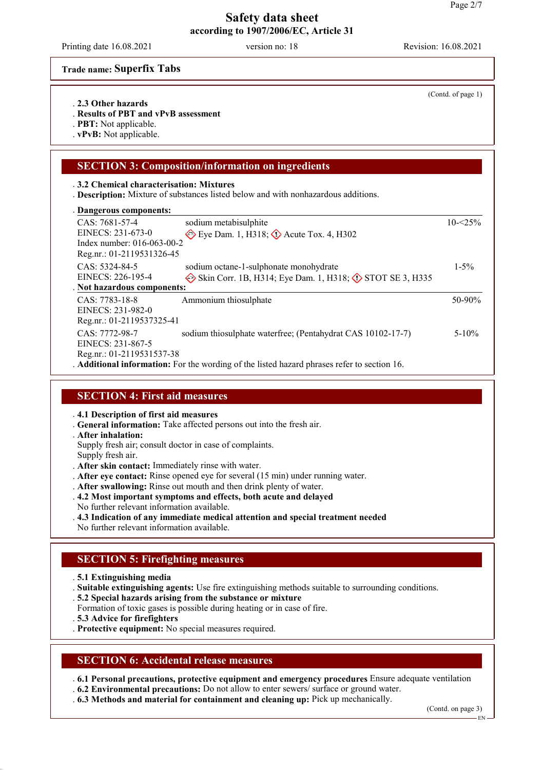Trade name: **Superfix Tabs**

(Contd. of page 1)

. **2.3 Other hazards**
. **Results of PBT and vPvB assessment**
. **PBT:** Not applicable.
. **vPvB:** Not applicable.

## SECTION 3: Composition/information on ingredients

. **3.2 Chemical characterisation: Mixtures**
. **Description:** Mixture of substances listed below and with nonhazardous additions.

. **Dangerous components:**

| | | |
|---|---|---|
| CAS: 7681-57-4<br>EINECS: 231-673-0<br>Index number: 016-063-00-2<br>Reg.nr.: 01-2119531326-45 | sodium metabisulphite<br>Eye Dam. 1, H318; Acute Tox. 4, H302 | 10-<25% |
| CAS: 5324-84-5<br>EINECS: 226-195-4 | sodium octane-1-sulphonate monohydrate<br>Skin Corr. 1B, H314; Eye Dam. 1, H318; STOT SE 3, H335 | 1-5% |

. **Not hazardous components:**

| | | |
|---|---|---|
| CAS: 7783-18-8<br>EINECS: 231-982-0<br>Reg.nr.: 01-2119537325-41 | Ammonium thiosulphate | 50-90% |
| CAS: 7772-98-7<br>EINECS: 231-867-5<br>Reg.nr.: 01-2119531537-38 | sodium thiosulphate waterfree; (Pentahydrat CAS 10102-17-7) | 5-10% |

. **Additional information:** For the wording of the listed hazard phrases refer to section 16.

## SECTION 4: First aid measures

. **4.1 Description of first aid measures**
. **General information:** Take affected persons out into the fresh air.
. **After inhalation:**
Supply fresh air; consult doctor in case of complaints.
Supply fresh air.
. **After skin contact:** Immediately rinse with water.
. **After eye contact:** Rinse opened eye for several (15 min) under running water.
. **After swallowing:** Rinse out mouth and then drink plenty of water.
. **4.2 Most important symptoms and effects, both acute and delayed**
No further relevant information available.
. **4.3 Indication of any immediate medical attention and special treatment needed**
No further relevant information available.

## SECTION 5: Firefighting measures

. **5.1 Extinguishing media**
. **Suitable extinguishing agents:** Use fire extinguishing methods suitable to surrounding conditions.
. **5.2 Special hazards arising from the substance or mixture**
Formation of toxic gases is possible during heating or in case of fire.
. **5.3 Advice for firefighters**
. **Protective equipment:** No special measures required.

## SECTION 6: Accidental release measures

. **6.1 Personal precautions, protective equipment and emergency procedures** Ensure adequate ventilation
. **6.2 Environmental precautions:** Do not allow to enter sewers/ surface or ground water.
. **6.3 Methods and material for containment and cleaning up:** Pick up mechanically.

(Contd. on page 3)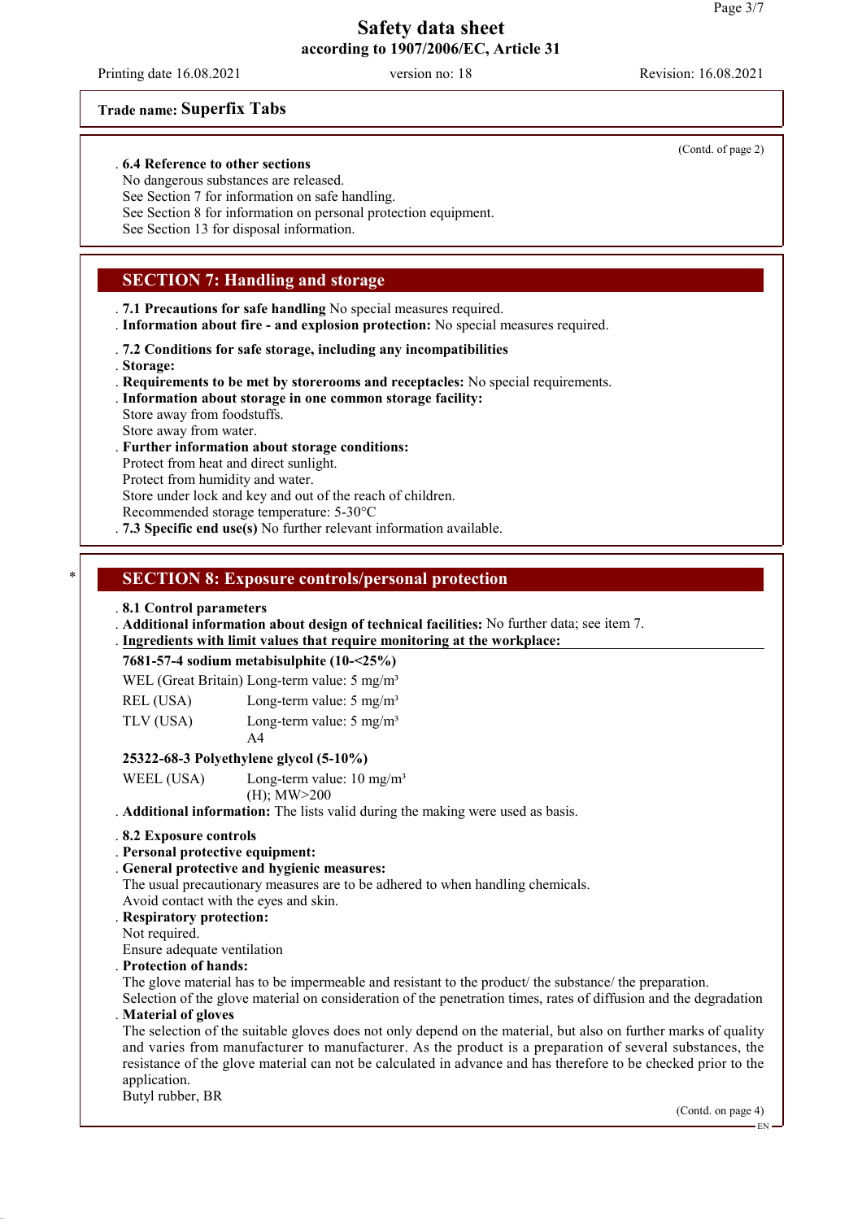Trade name: **Superfix Tabs**

(Contd. of page 2)

. **6.4 Reference to other sections**
No dangerous substances are released.
See Section 7 for information on safe handling.
See Section 8 for information on personal protection equipment.
See Section 13 for disposal information.

## SECTION 7: Handling and storage

. **7.1 Precautions for safe handling** No special measures required.
. **Information about fire - and explosion protection:** No special measures required.

. **7.2 Conditions for safe storage, including any incompatibilities**
. **Storage:**
. **Requirements to be met by storerooms and receptacles:** No special requirements.
. **Information about storage in one common storage facility:**
Store away from foodstuffs.
Store away from water.
. **Further information about storage conditions:**
Protect from heat and direct sunlight.
Protect from humidity and water.
Store under lock and key and out of the reach of children.
Recommended storage temperature: 5-30°C
. **7.3 Specific end use(s)** No further relevant information available.

## * SECTION 8: Exposure controls/personal protection

. **8.1 Control parameters**
. **Additional information about design of technical facilities:** No further data; see item 7.
. **Ingredients with limit values that require monitoring at the workplace:**

**7681-57-4 sodium metabisulphite (10-<25%)**

| | |
|---|---|
| WEL (Great Britain) | Long-term value: 5 mg/m³ |
| REL (USA) | Long-term value: 5 mg/m³ |
| TLV (USA) | Long-term value: 5 mg/m³<br>A4 |

**25322-68-3 Polyethylene glycol (5-10%)**

| | |
|---|---|
| WEEL (USA) | Long-term value: 10 mg/m³<br>(H); MW>200 |

. **Additional information:** The lists valid during the making were used as basis.

. **8.2 Exposure controls**
. **Personal protective equipment:**
. **General protective and hygienic measures:**
The usual precautionary measures are to be adhered to when handling chemicals.
Avoid contact with the eyes and skin.
. **Respiratory protection:**
Not required.
Ensure adequate ventilation
. **Protection of hands:**
The glove material has to be impermeable and resistant to the product/ the substance/ the preparation.
Selection of the glove material on consideration of the penetration times, rates of diffusion and the degradation
. **Material of gloves**
The selection of the suitable gloves does not only depend on the material, but also on further marks of quality and varies from manufacturer to manufacturer. As the product is a preparation of several substances, the resistance of the glove material can not be calculated in advance and has therefore to be checked prior to the application.
Butyl rubber, BR

(Contd. on page 4)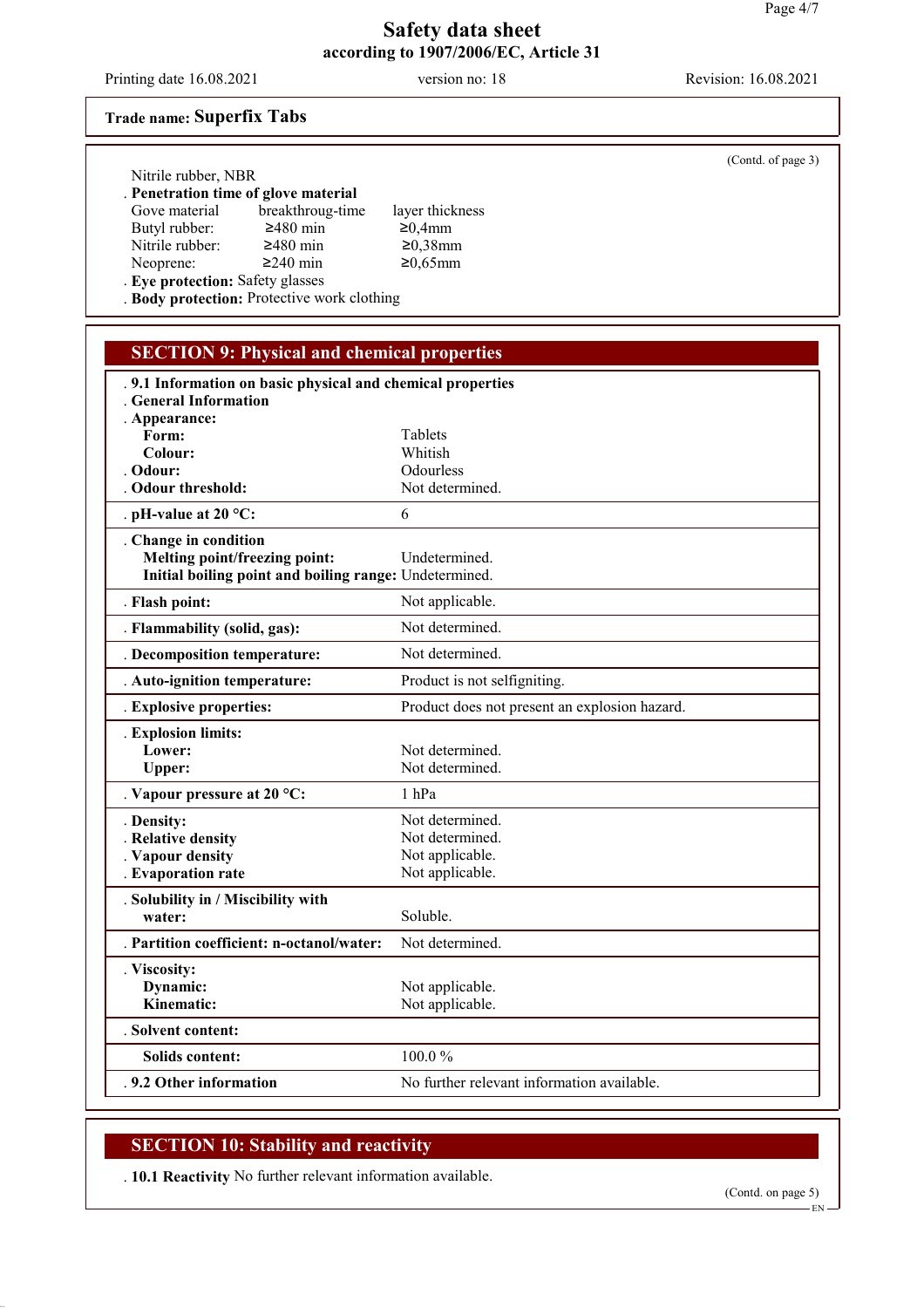**Trade name: Superfix Tabs**

(Contd. of page 3)

Nitrile rubber, NBR

**. Penetration time of glove material**

| Gove material | breakthroug-time | layer thickness |
|---|---|---|
| Butyl rubber: | ≥480 min | ≥0,4mm |
| Nitrile rubber: | ≥480 min | ≥0,38mm |
| Neoprene: | ≥240 min | ≥0,65mm |

**. Eye protection:** Safety glasses

**. Body protection:** Protective work clothing

## SECTION 9: Physical and chemical properties

| | |
|---|---|
| **. 9.1 Information on basic physical and chemical properties** | |
| **. General Information** | |
| **. Appearance:** | |
| **Form:** | Tablets |
| **Colour:** | Whitish |
| **. Odour:** | Odourless |
| **. Odour threshold:** | Not determined. |
| **. pH-value at 20 °C:** | 6 |
| **. Change in condition** | |
| **Melting point/freezing point:** | Undetermined. |
| **Initial boiling point and boiling range:** | Undetermined. |
| **. Flash point:** | Not applicable. |
| **. Flammability (solid, gas):** | Not determined. |
| **. Decomposition temperature:** | Not determined. |
| **. Auto-ignition temperature:** | Product is not selfigniting. |
| **. Explosive properties:** | Product does not present an explosion hazard. |
| **. Explosion limits:** | |
| **Lower:** | Not determined. |
| **Upper:** | Not determined. |
| **. Vapour pressure at 20 °C:** | 1 hPa |
| **. Density:** | Not determined. |
| **. Relative density** | Not determined. |
| **. Vapour density** | Not applicable. |
| **. Evaporation rate** | Not applicable. |
| **. Solubility in / Miscibility with water:** | Soluble. |
| **. Partition coefficient: n-octanol/water:** | Not determined. |
| **. Viscosity:** | |
| **Dynamic:** | Not applicable. |
| **Kinematic:** | Not applicable. |
| **. Solvent content:** | |
| **Solids content:** | 100.0 % |
| **. 9.2 Other information** | No further relevant information available. |

## SECTION 10: Stability and reactivity

**. 10.1 Reactivity** No further relevant information available.

(Contd. on page 5)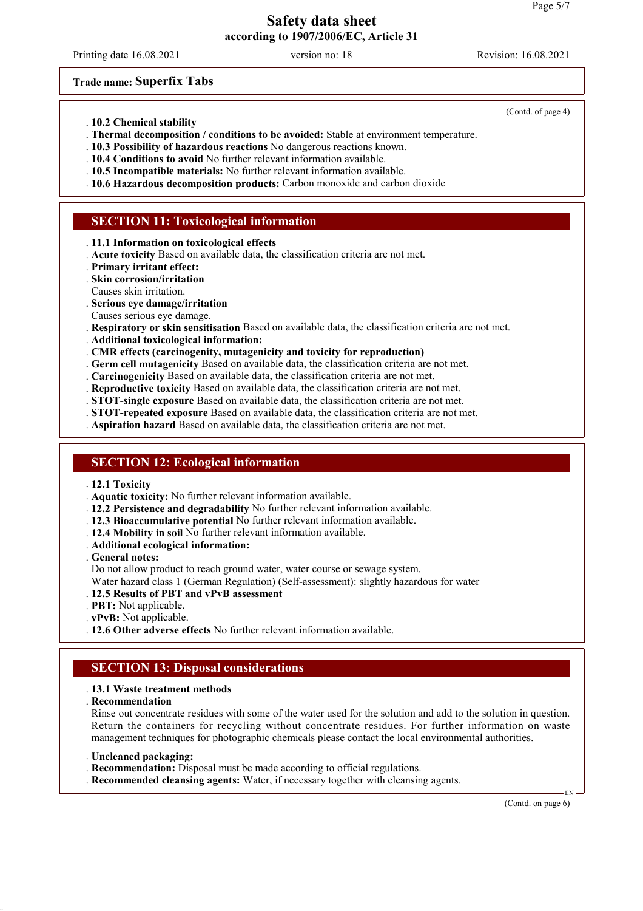**Trade name: Superfix Tabs**

(Contd. of page 4)

- **10.2 Chemical stability**
- **Thermal decomposition / conditions to be avoided:** Stable at environment temperature.
- **10.3 Possibility of hazardous reactions** No dangerous reactions known.
- **10.4 Conditions to avoid** No further relevant information available.
- **10.5 Incompatible materials:** No further relevant information available.
- **10.6 Hazardous decomposition products:** Carbon monoxide and carbon dioxide

## SECTION 11: Toxicological information

- **11.1 Information on toxicological effects**
- **Acute toxicity** Based on available data, the classification criteria are not met.
- **Primary irritant effect:**
- **Skin corrosion/irritation**
  Causes skin irritation.
- **Serious eye damage/irritation**
  Causes serious eye damage.
- **Respiratory or skin sensitisation** Based on available data, the classification criteria are not met.
- **Additional toxicological information:**
- **CMR effects (carcinogenity, mutagenicity and toxicity for reproduction)**
- **Germ cell mutagenicity** Based on available data, the classification criteria are not met.
- **Carcinogenicity** Based on available data, the classification criteria are not met.
- **Reproductive toxicity** Based on available data, the classification criteria are not met.
- **STOT-single exposure** Based on available data, the classification criteria are not met.
- **STOT-repeated exposure** Based on available data, the classification criteria are not met.
- **Aspiration hazard** Based on available data, the classification criteria are not met.

## SECTION 12: Ecological information

- **12.1 Toxicity**
- **Aquatic toxicity:** No further relevant information available.
- **12.2 Persistence and degradability** No further relevant information available.
- **12.3 Bioaccumulative potential** No further relevant information available.
- **12.4 Mobility in soil** No further relevant information available.
- **Additional ecological information:**
- **General notes:**
  Do not allow product to reach ground water, water course or sewage system.
  Water hazard class 1 (German Regulation) (Self-assessment): slightly hazardous for water
- **12.5 Results of PBT and vPvB assessment**
- **PBT:** Not applicable.
- **vPvB:** Not applicable.
- **12.6 Other adverse effects** No further relevant information available.

## SECTION 13: Disposal considerations

- **13.1 Waste treatment methods**
- **Recommendation**
  Rinse out concentrate residues with some of the water used for the solution and add to the solution in question. Return the containers for recycling without concentrate residues. For further information on waste management techniques for photographic chemicals please contact the local environmental authorities.

- **Uncleaned packaging:**
- **Recommendation:** Disposal must be made according to official regulations.
- **Recommended cleansing agents:** Water, if necessary together with cleansing agents.

(Contd. on page 6)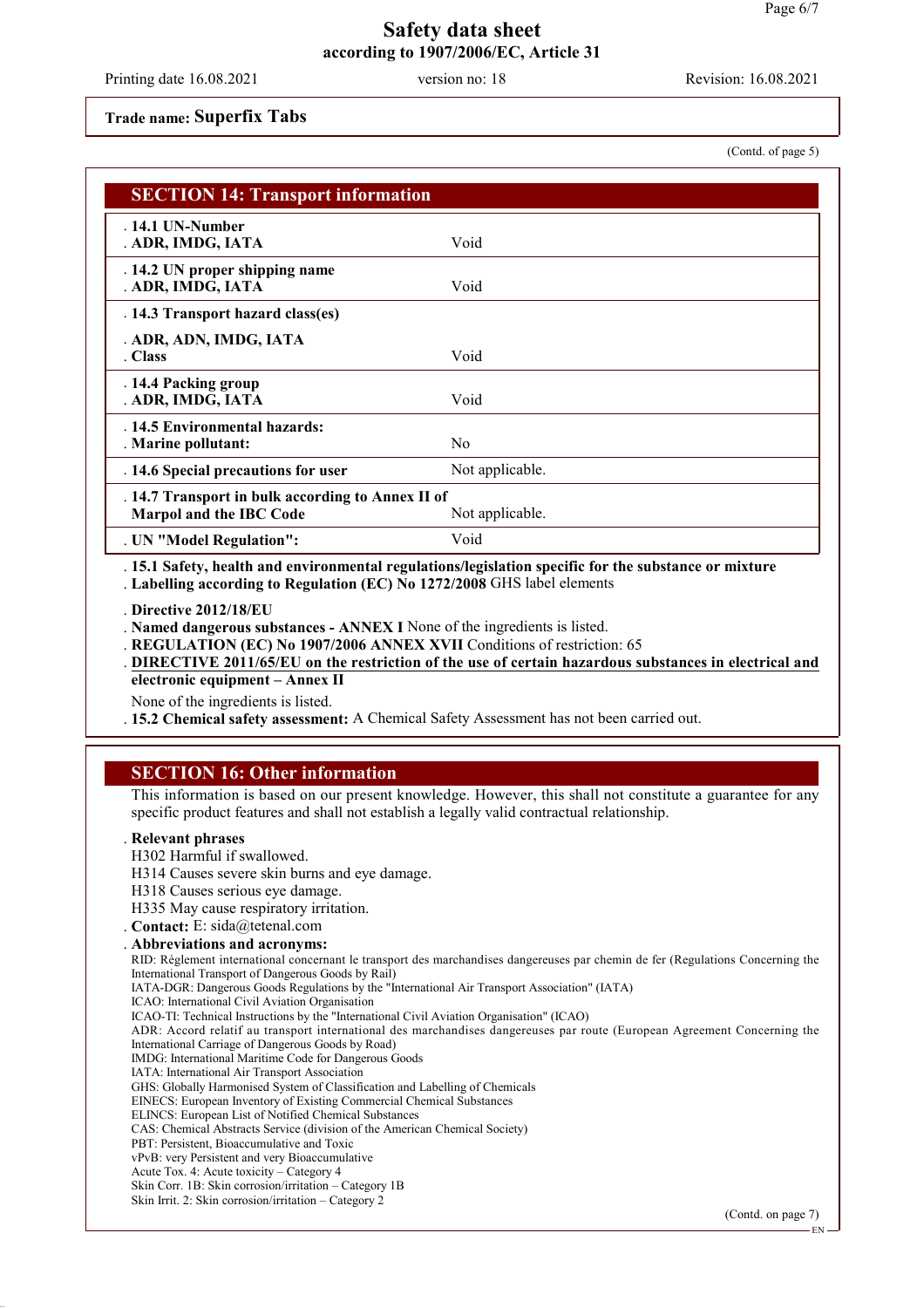Trade name: **Superfix Tabs**

(Contd. of page 5)

## SECTION 14: Transport information

| | |
|---|---|
| **14.1 UN-Number**<br>**ADR, IMDG, IATA** | Void |
| **14.2 UN proper shipping name**<br>**ADR, IMDG, IATA** | Void |
| **14.3 Transport hazard class(es)**<br><br>**ADR, ADN, IMDG, IATA**<br>**Class** | Void |
| **14.4 Packing group**<br>**ADR, IMDG, IATA** | Void |
| **14.5 Environmental hazards:**<br>**Marine pollutant:** | No |
| **14.6 Special precautions for user** | Not applicable. |
| **14.7 Transport in bulk according to Annex II of Marpol and the IBC Code** | Not applicable. |
| **UN "Model Regulation":** | Void |

- **15.1 Safety, health and environmental regulations/legislation specific for the substance or mixture**
- **Labelling according to Regulation (EC) No 1272/2008** GHS label elements
- **Directive 2012/18/EU**
- **Named dangerous substances - ANNEX I** None of the ingredients is listed.
- **REGULATION (EC) No 1907/2006 ANNEX XVII** Conditions of restriction: 65
- **DIRECTIVE 2011/65/EU on the restriction of the use of certain hazardous substances in electrical and electronic equipment – Annex II**

  None of the ingredients is listed.
- **15.2 Chemical safety assessment:** A Chemical Safety Assessment has not been carried out.

## SECTION 16: Other information

This information is based on our present knowledge. However, this shall not constitute a guarantee for any specific product features and shall not establish a legally valid contractual relationship.

- **Relevant phrases**

  H302 Harmful if swallowed.
  H314 Causes severe skin burns and eye damage.
  H318 Causes serious eye damage.
  H335 May cause respiratory irritation.
- **Contact:** E: sida@tetenal.com
- **Abbreviations and acronyms:**

RID: Règlement international concernant le transport des marchandises dangereuses par chemin de fer (Regulations Concerning the International Transport of Dangerous Goods by Rail)
IATA-DGR: Dangerous Goods Regulations by the "International Air Transport Association" (IATA)
ICAO: International Civil Aviation Organisation
ICAO-TI: Technical Instructions by the "International Civil Aviation Organisation" (ICAO)
ADR: Accord relatif au transport international des marchandises dangereuses par route (European Agreement Concerning the International Carriage of Dangerous Goods by Road)
IMDG: International Maritime Code for Dangerous Goods
IATA: International Air Transport Association
GHS: Globally Harmonised System of Classification and Labelling of Chemicals
EINECS: European Inventory of Existing Commercial Chemical Substances
ELINCS: European List of Notified Chemical Substances
CAS: Chemical Abstracts Service (division of the American Chemical Society)
PBT: Persistent, Bioaccumulative and Toxic
vPvB: very Persistent and very Bioaccumulative
Acute Tox. 4: Acute toxicity – Category 4
Skin Corr. 1B: Skin corrosion/irritation – Category 1B
Skin Irrit. 2: Skin corrosion/irritation – Category 2

(Contd. on page 7)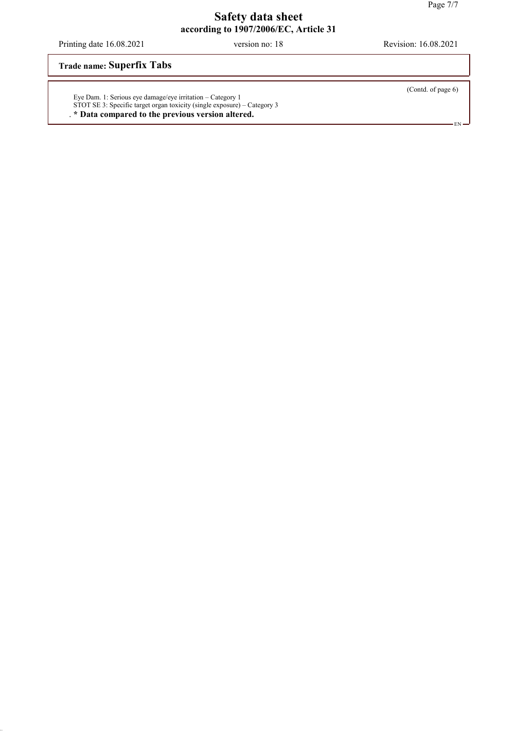# Safety data sheet
**according to 1907/2006/EC, Article 31**

Printing date 16.08.2021 version no: 18 Revision: 16.08.2021

**Trade name: Superfix Tabs**

(Contd. of page 6)

Eye Dam. 1: Serious eye damage/eye irritation – Category 1
STOT SE 3: Specific target organ toxicity (single exposure) – Category 3

. **\* Data compared to the previous version altered.**